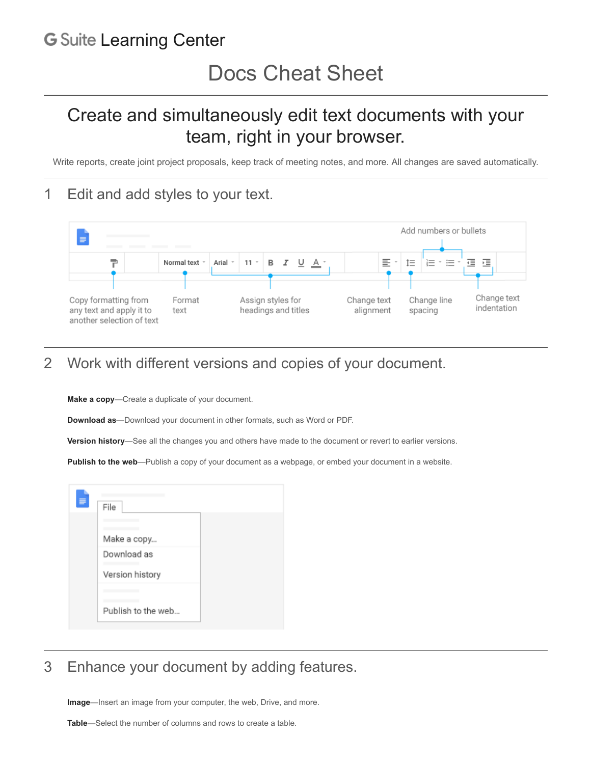# G Suite Learning Center

# Docs Cheat Sheet

## Create and simultaneously edit text documents with your team, right in your browser.

Write reports, create joint project proposals, keep track of meeting notes, and more. All changes are saved automatically.

## 1 Edit and add styles to your text.

Add numbers or bullets

Copy formatting from any text and apply it to another selection of text

Format text

Assign styles for headings and titles

Change text alignment

Change line spacing

Change text indentation

## 2 Work with different versions and copies of your document.

**Make a copy**—Create a duplicate of your document.

**Download as**—Download your document in other formats, such as Word or PDF.

**Version history**—See all the changes you and others have made to the document or revert to earlier versions.

**Publish to the web**—Publish a copy of your document as a webpage, or embed your document in a website.

File

Make a copy...

Download as

Version history

Publish to the web...

## 3 Enhance your document by adding features.

**Image**—Insert an image from your computer, the web, Drive, and more.

**Table**—Select the number of columns and rows to create a table.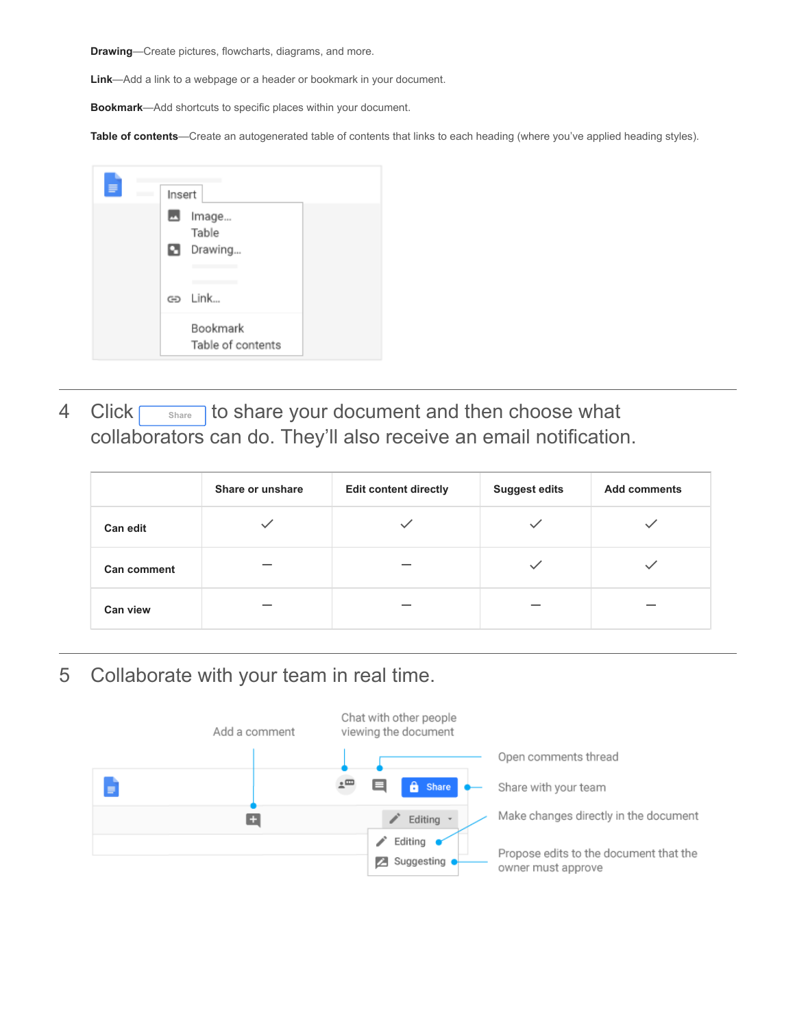**Drawing**—Create pictures, flowcharts, diagrams, and more.

**Link**—Add a link to a webpage or a header or bookmark in your document.

**Bookmark**—Add shortcuts to specific places within your document.

**Table of contents**—Create an autogenerated table of contents that links to each heading (where you've applied heading styles).

Insert

Image...
Table
Drawing...
Link...
Bookmark
Table of contents

## 4 Click Share to share your document and then choose what collaborators can do. They'll also receive an email notification.

| | Share or unshare | Edit content directly | Suggest edits | Add comments |
|---|---|---|---|---|
| **Can edit** | ✓ | ✓ | ✓ | ✓ |
| **Can comment** | — | — | ✓ | ✓ |
| **Can view** | — | — | — | — |

## 5 Collaborate with your team in real time.

Add a comment

Chat with other people viewing the document

Open comments thread

Share with your team

Make changes directly in the document

Propose edits to the document that the owner must approve

Share

Editing

Editing

Suggesting